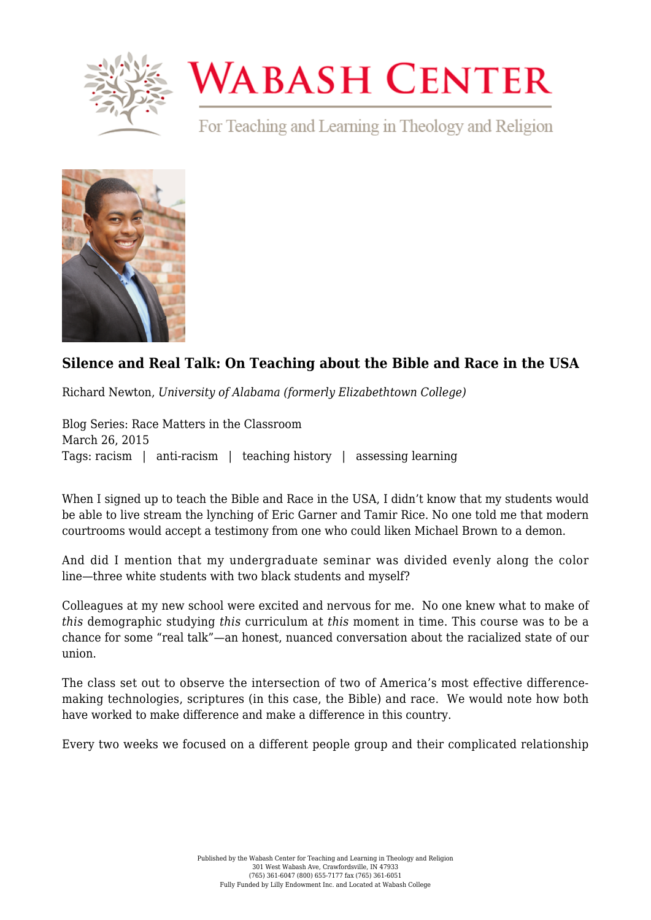# Wabash Center

For Teaching and Learning in Theology and Religion

## Silence and Real Talk: On Teaching about the Bible and Race in the USA

Richard Newton, *University of Alabama (formerly Elizabethtown College)*

Blog Series: Race Matters in the Classroom
March 26, 2015
Tags: racism | anti-racism | teaching history | assessing learning

When I signed up to teach the Bible and Race in the USA, I didn't know that my students would be able to live stream the lynching of Eric Garner and Tamir Rice. No one told me that modern courtrooms would accept a testimony from one who could liken Michael Brown to a demon.

And did I mention that my undergraduate seminar was divided evenly along the color line—three white students with two black students and myself?

Colleagues at my new school were excited and nervous for me. No one knew what to make of *this* demographic studying *this* curriculum at *this* moment in time. This course was to be a chance for some "real talk"—an honest, nuanced conversation about the racialized state of our union.

The class set out to observe the intersection of two of America's most effective difference-making technologies, scriptures (in this case, the Bible) and race. We would note how both have worked to make difference and make a difference in this country.

Every two weeks we focused on a different people group and their complicated relationship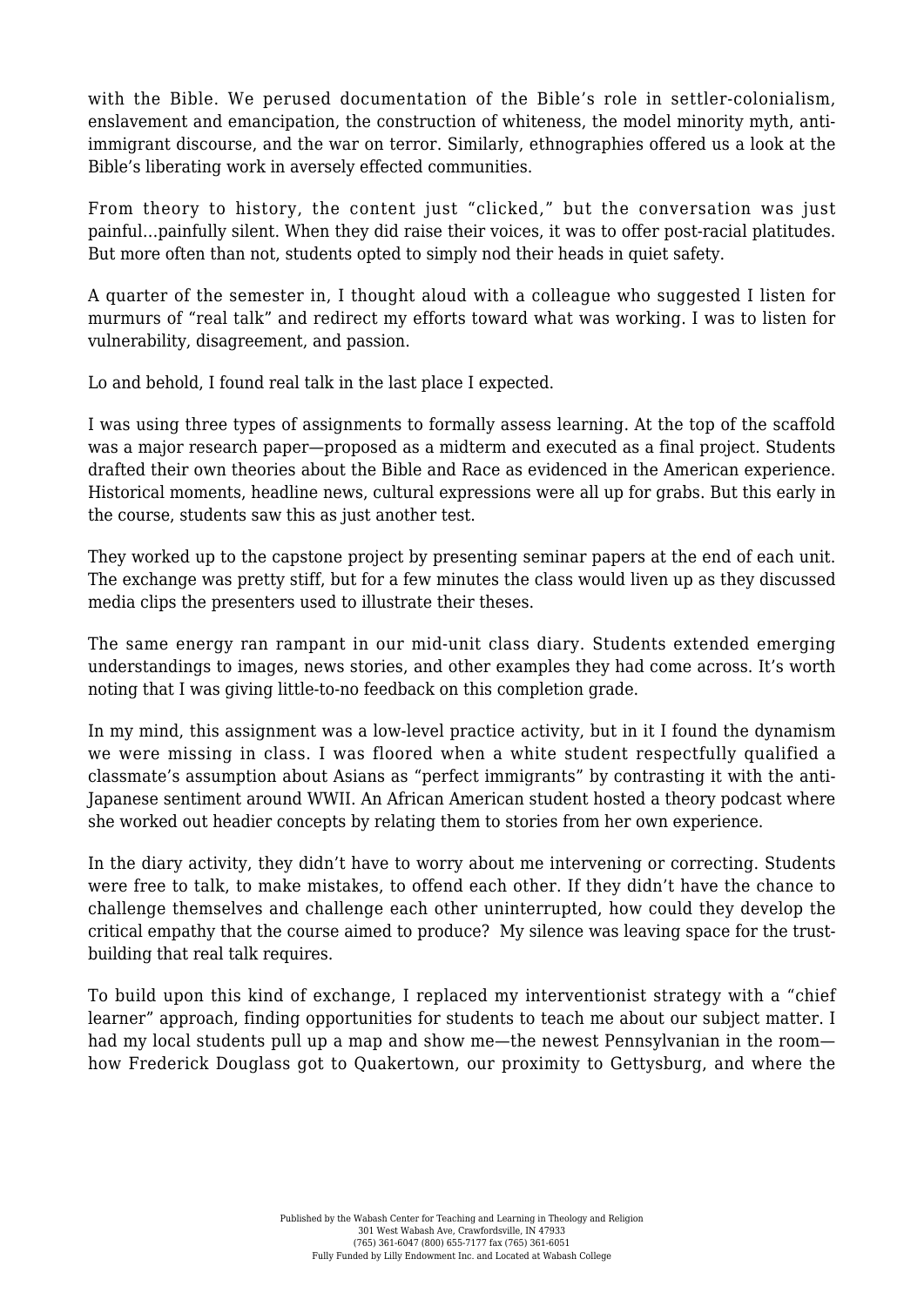with the Bible. We perused documentation of the Bible's role in settler-colonialism, enslavement and emancipation, the construction of whiteness, the model minority myth, anti-immigrant discourse, and the war on terror. Similarly, ethnographies offered us a look at the Bible's liberating work in aversely effected communities.

From theory to history, the content just "clicked," but the conversation was just painful…painfully silent. When they did raise their voices, it was to offer post-racial platitudes. But more often than not, students opted to simply nod their heads in quiet safety.

A quarter of the semester in, I thought aloud with a colleague who suggested I listen for murmurs of "real talk" and redirect my efforts toward what was working. I was to listen for vulnerability, disagreement, and passion.

Lo and behold, I found real talk in the last place I expected.

I was using three types of assignments to formally assess learning. At the top of the scaffold was a major research paper—proposed as a midterm and executed as a final project. Students drafted their own theories about the Bible and Race as evidenced in the American experience. Historical moments, headline news, cultural expressions were all up for grabs. But this early in the course, students saw this as just another test.

They worked up to the capstone project by presenting seminar papers at the end of each unit. The exchange was pretty stiff, but for a few minutes the class would liven up as they discussed media clips the presenters used to illustrate their theses.

The same energy ran rampant in our mid-unit class diary. Students extended emerging understandings to images, news stories, and other examples they had come across. It's worth noting that I was giving little-to-no feedback on this completion grade.

In my mind, this assignment was a low-level practice activity, but in it I found the dynamism we were missing in class. I was floored when a white student respectfully qualified a classmate's assumption about Asians as "perfect immigrants" by contrasting it with the anti-Japanese sentiment around WWII. An African American student hosted a theory podcast where she worked out headier concepts by relating them to stories from her own experience.

In the diary activity, they didn't have to worry about me intervening or correcting. Students were free to talk, to make mistakes, to offend each other. If they didn't have the chance to challenge themselves and challenge each other uninterrupted, how could they develop the critical empathy that the course aimed to produce? My silence was leaving space for the trust-building that real talk requires.

To build upon this kind of exchange, I replaced my interventionist strategy with a "chief learner" approach, finding opportunities for students to teach me about our subject matter. I had my local students pull up a map and show me—the newest Pennsylvanian in the room—how Frederick Douglass got to Quakertown, our proximity to Gettysburg, and where the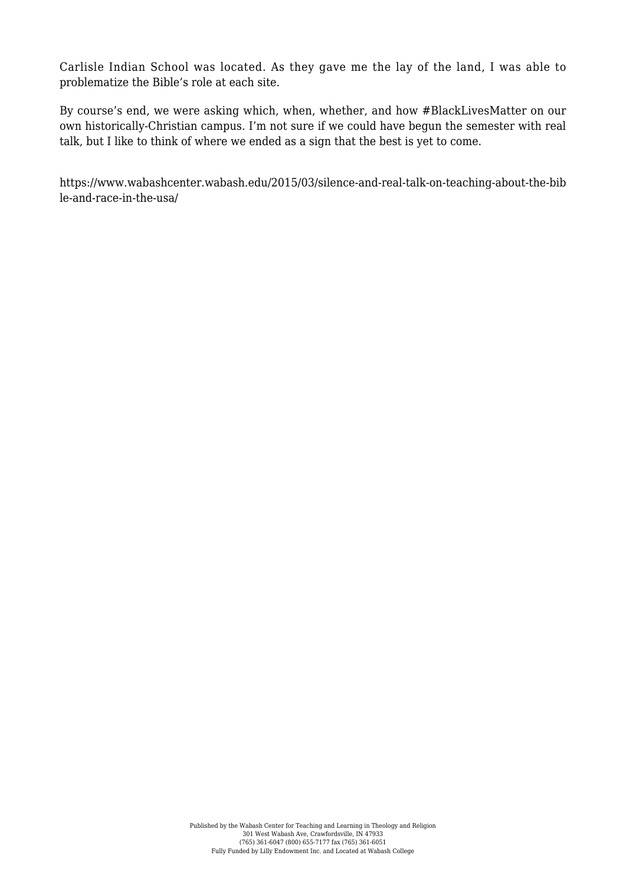Carlisle Indian School was located. As they gave me the lay of the land, I was able to problematize the Bible's role at each site.

By course's end, we were asking which, when, whether, and how #BlackLivesMatter on our own historically-Christian campus. I'm not sure if we could have begun the semester with real talk, but I like to think of where we ended as a sign that the best is yet to come.

https://www.wabashcenter.wabash.edu/2015/03/silence-and-real-talk-on-teaching-about-the-bible-and-race-in-the-usa/

Published by the Wabash Center for Teaching and Learning in Theology and Religion
301 West Wabash Ave, Crawfordsville, IN 47933
(765) 361-6047 (800) 655-7177 fax (765) 361-6051
Fully Funded by Lilly Endowment Inc. and Located at Wabash College